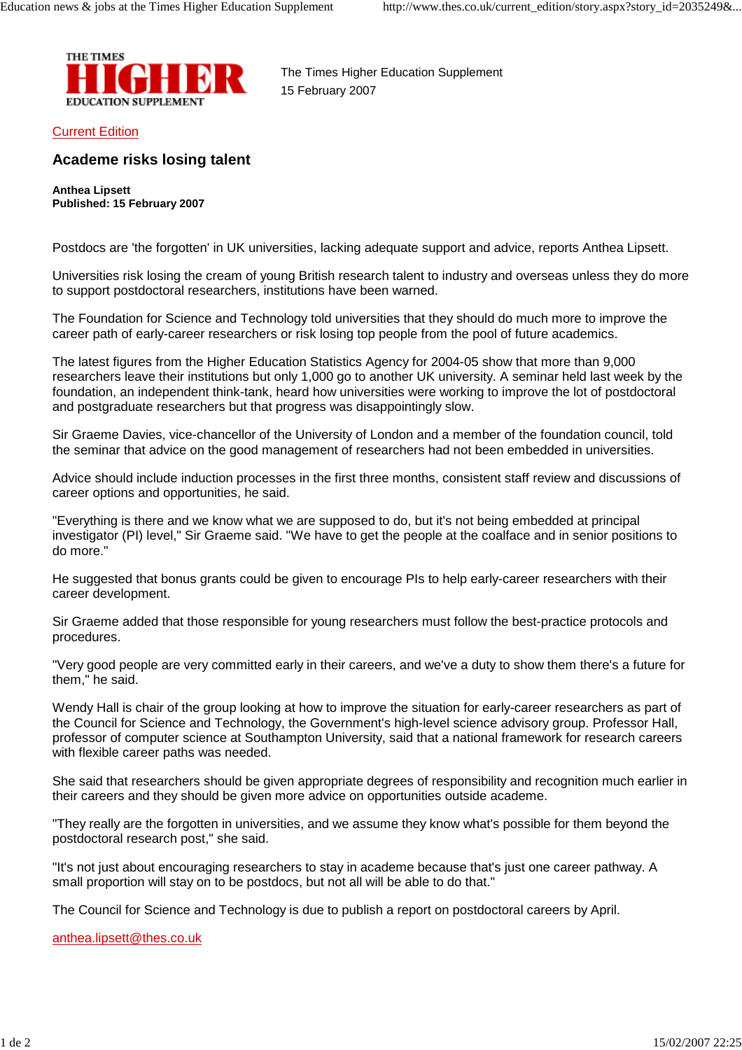The Times Higher Education Supplement
15 February 2007

Current Edition

## Academe risks losing talent

**Anthea Lipsett**
**Published: 15 February 2007**

Postdocs are 'the forgotten' in UK universities, lacking adequate support and advice, reports Anthea Lipsett.

Universities risk losing the cream of young British research talent to industry and overseas unless they do more to support postdoctoral researchers, institutions have been warned.

The Foundation for Science and Technology told universities that they should do much more to improve the career path of early-career researchers or risk losing top people from the pool of future academics.

The latest figures from the Higher Education Statistics Agency for 2004-05 show that more than 9,000 researchers leave their institutions but only 1,000 go to another UK university. A seminar held last week by the foundation, an independent think-tank, heard how universities were working to improve the lot of postdoctoral and postgraduate researchers but that progress was disappointingly slow.

Sir Graeme Davies, vice-chancellor of the University of London and a member of the foundation council, told the seminar that advice on the good management of researchers had not been embedded in universities.

Advice should include induction processes in the first three months, consistent staff review and discussions of career options and opportunities, he said.

"Everything is there and we know what we are supposed to do, but it's not being embedded at principal investigator (PI) level," Sir Graeme said. "We have to get the people at the coalface and in senior positions to do more."

He suggested that bonus grants could be given to encourage PIs to help early-career researchers with their career development.

Sir Graeme added that those responsible for young researchers must follow the best-practice protocols and procedures.

"Very good people are very committed early in their careers, and we've a duty to show them there's a future for them," he said.

Wendy Hall is chair of the group looking at how to improve the situation for early-career researchers as part of the Council for Science and Technology, the Government's high-level science advisory group. Professor Hall, professor of computer science at Southampton University, said that a national framework for research careers with flexible career paths was needed.

She said that researchers should be given appropriate degrees of responsibility and recognition much earlier in their careers and they should be given more advice on opportunities outside academe.

"They really are the forgotten in universities, and we assume they know what's possible for them beyond the postdoctoral research post," she said.

"It's not just about encouraging researchers to stay in academe because that's just one career pathway. A small proportion will stay on to be postdocs, but not all will be able to do that."

The Council for Science and Technology is due to publish a report on postdoctoral careers by April.

anthea.lipsett@thes.co.uk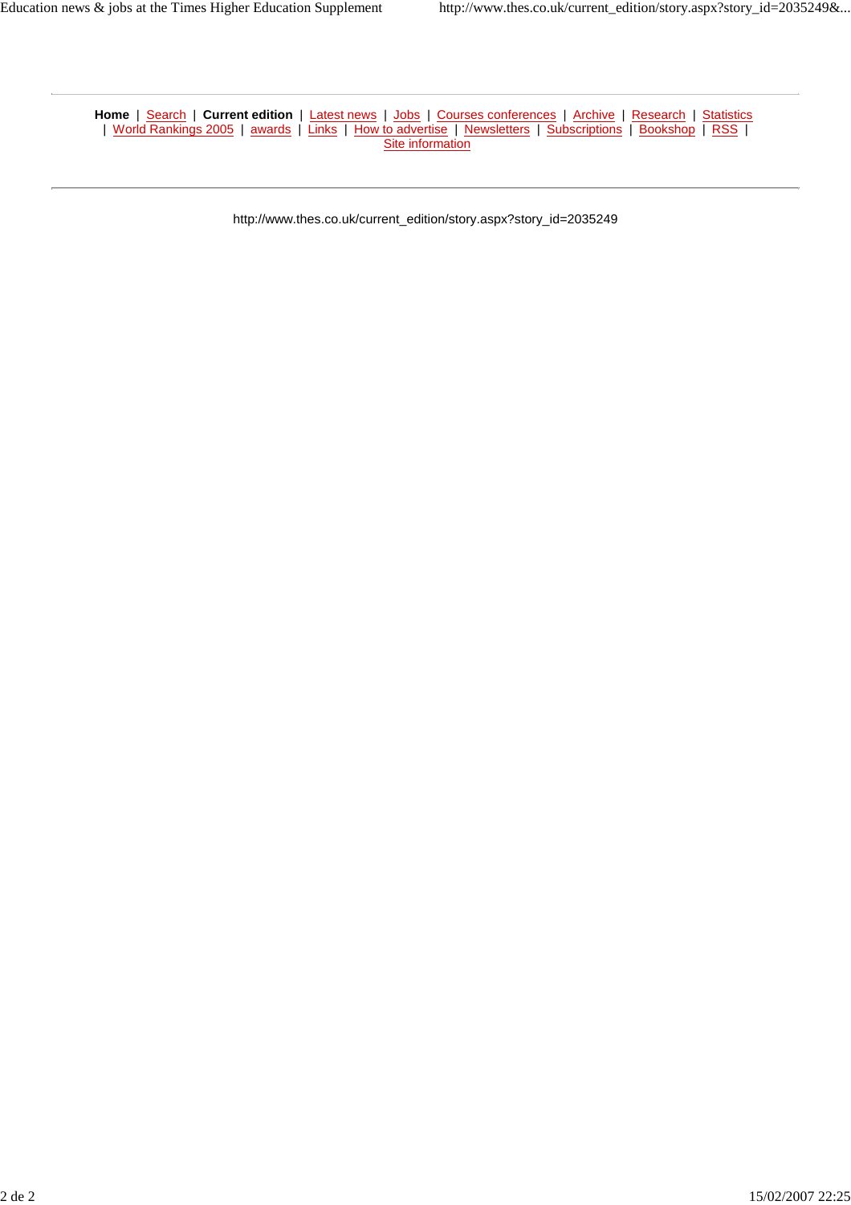**Home** | Search | **Current edition** | Latest news | Jobs | Courses conferences | Archive | Research | Statistics | World Rankings 2005 | awards | Links | How to advertise | Newsletters | Subscriptions | Bookshop | RSS | Site information

---

http://www.thes.co.uk/current_edition/story.aspx?story_id=2035249